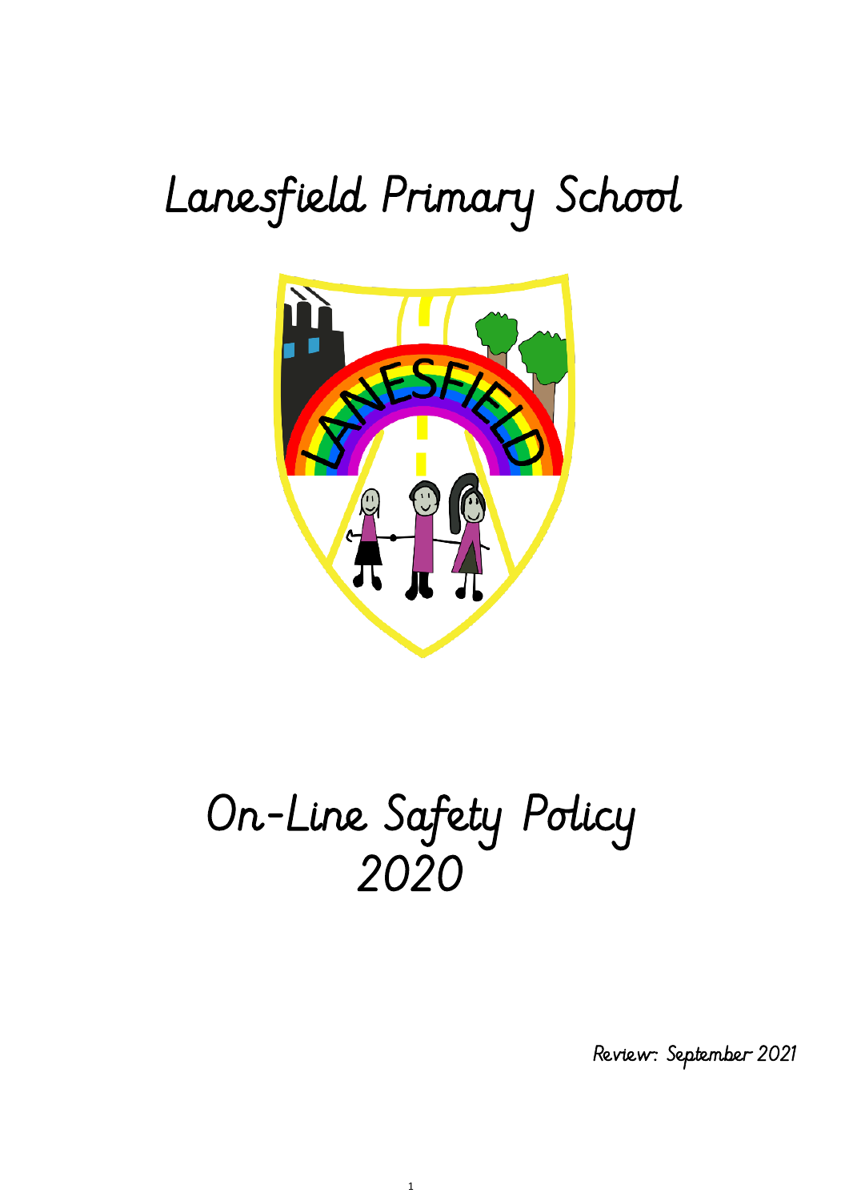# Lanesfield Primary School

# On-Line Safety Policy 2020

Review: September 2021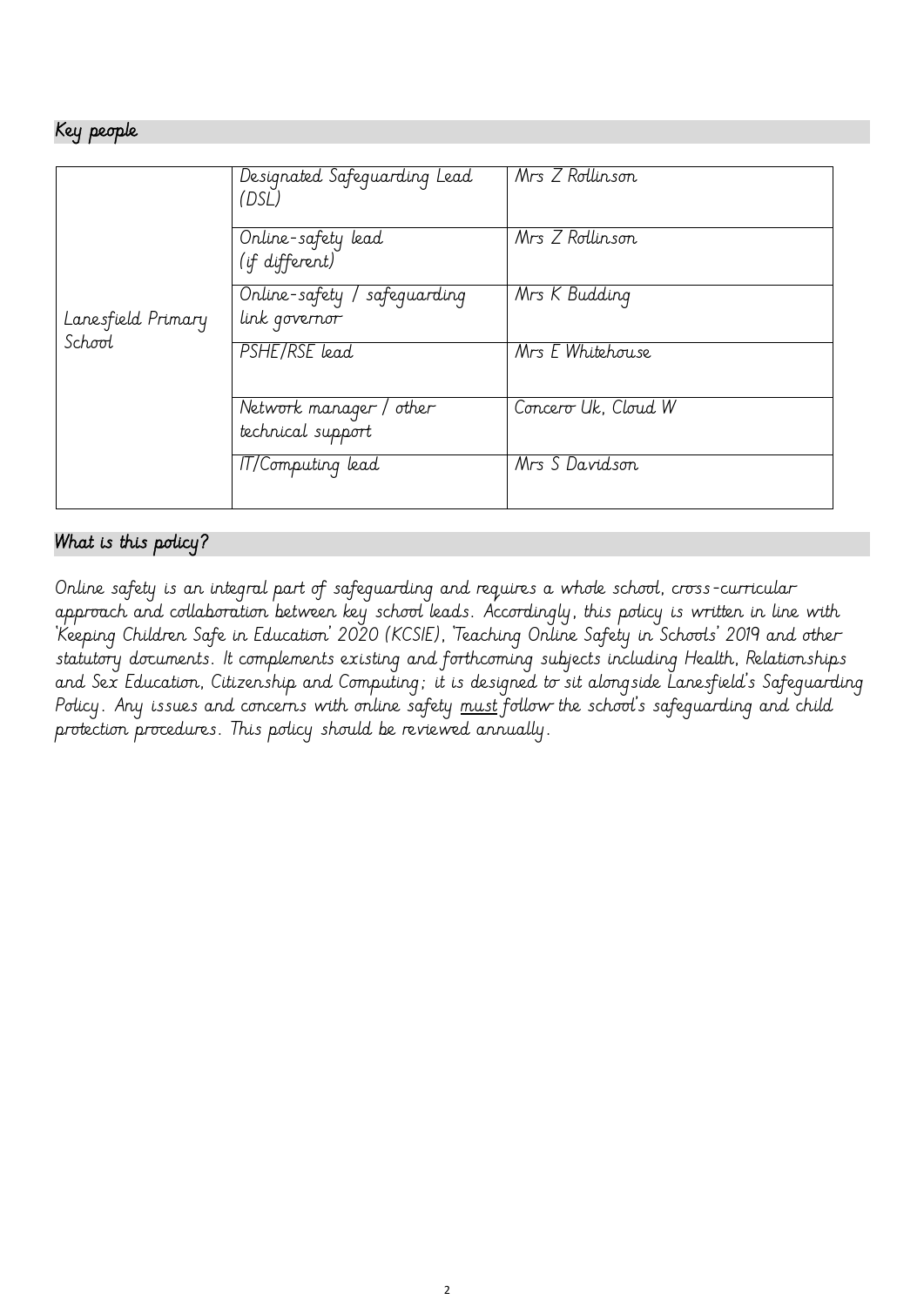## Key people

| | | |
|---|---|---|
| Lanesfield Primary School | Designated Safeguarding Lead (DSL) | Mrs Z Rollinson |
| | Online-safety lead (if different) | Mrs Z Rollinson |
| | Online-safety / safeguarding link governor | Mrs K Budding |
| | PSHE/RSE lead | Mrs E Whitehouse |
| | Network manager / other technical support | Concero Uk, Cloud W |
| | IT/Computing lead | Mrs S Davidson |

## What is this policy?

Online safety is an integral part of safeguarding and requires a whole school, cross-curricular approach and collaboration between key school leads. Accordingly, this policy is written in line with 'Keeping Children Safe in Education' 2020 (KCSIE), 'Teaching Online Safety in Schools' 2019 and other statutory documents. It complements existing and forthcoming subjects including Health, Relationships and Sex Education, Citizenship and Computing; it is designed to sit alongside Lanesfield's Safeguarding Policy. Any issues and concerns with online safety <u>must</u> follow the school's safeguarding and child protection procedures. This policy should be reviewed annually.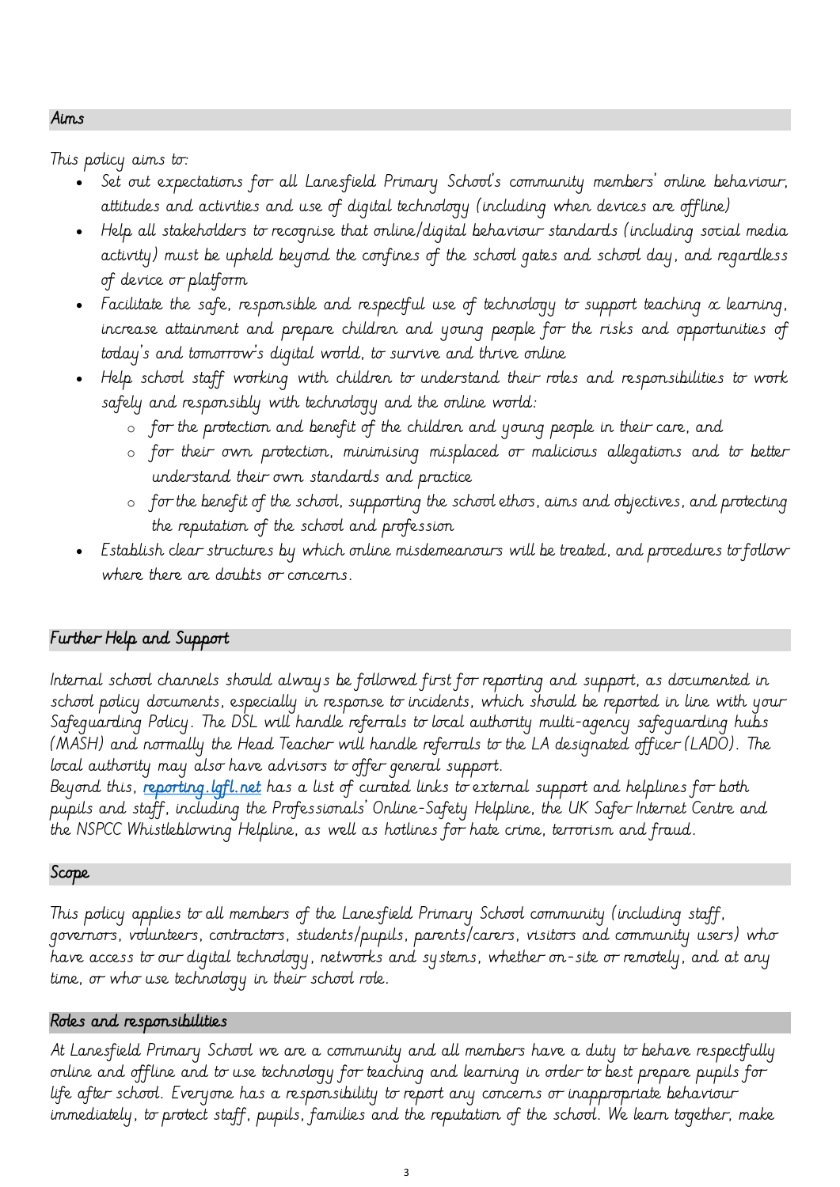## Aims

This policy aims to:

- Set out expectations for all Lanesfield Primary School's community members' online behaviour, attitudes and activities and use of digital technology (including when devices are offline)
- Help all stakeholders to recognise that online/digital behaviour standards (including social media activity) must be upheld beyond the confines of the school gates and school day, and regardless of device or platform
- Facilitate the safe, responsible and respectful use of technology to support teaching & learning, increase attainment and prepare children and young people for the risks and opportunities of today's and tomorrow's digital world, to survive and thrive online
- Help school staff working with children to understand their roles and responsibilities to work safely and responsibly with technology and the online world:
  - for the protection and benefit of the children and young people in their care, and
  - for their own protection, minimising misplaced or malicious allegations and to better understand their own standards and practice
  - for the benefit of the school, supporting the school ethos, aims and objectives, and protecting the reputation of the school and profession
- Establish clear structures by which online misdemeanours will be treated, and procedures to follow where there are doubts or concerns.

## Further Help and Support

Internal school channels should always be followed first for reporting and support, as documented in school policy documents, especially in response to incidents, which should be reported in line with your Safeguarding Policy. The DSL will handle referrals to local authority multi-agency safeguarding hubs (MASH) and normally the Head Teacher will handle referrals to the LA designated officer (LADO). The local authority may also have advisors to offer general support.

Beyond this, [reporting.lgfl.net](reporting.lgfl.net) has a list of curated links to external support and helplines for both pupils and staff, including the Professionals' Online-Safety Helpline, the UK Safer Internet Centre and the NSPCC Whistleblowing Helpline, as well as hotlines for hate crime, terrorism and fraud.

## Scope

This policy applies to all members of the Lanesfield Primary School community (including staff, governors, volunteers, contractors, students/pupils, parents/carers, visitors and community users) who have access to our digital technology, networks and systems, whether on-site or remotely, and at any time, or who use technology in their school role.

## Roles and responsibilities

At Lanesfield Primary School we are a community and all members have a duty to behave respectfully online and offline and to use technology for teaching and learning in order to best prepare pupils for life after school. Everyone has a responsibility to report any concerns or inappropriate behaviour immediately, to protect staff, pupils, families and the reputation of the school. We learn together, make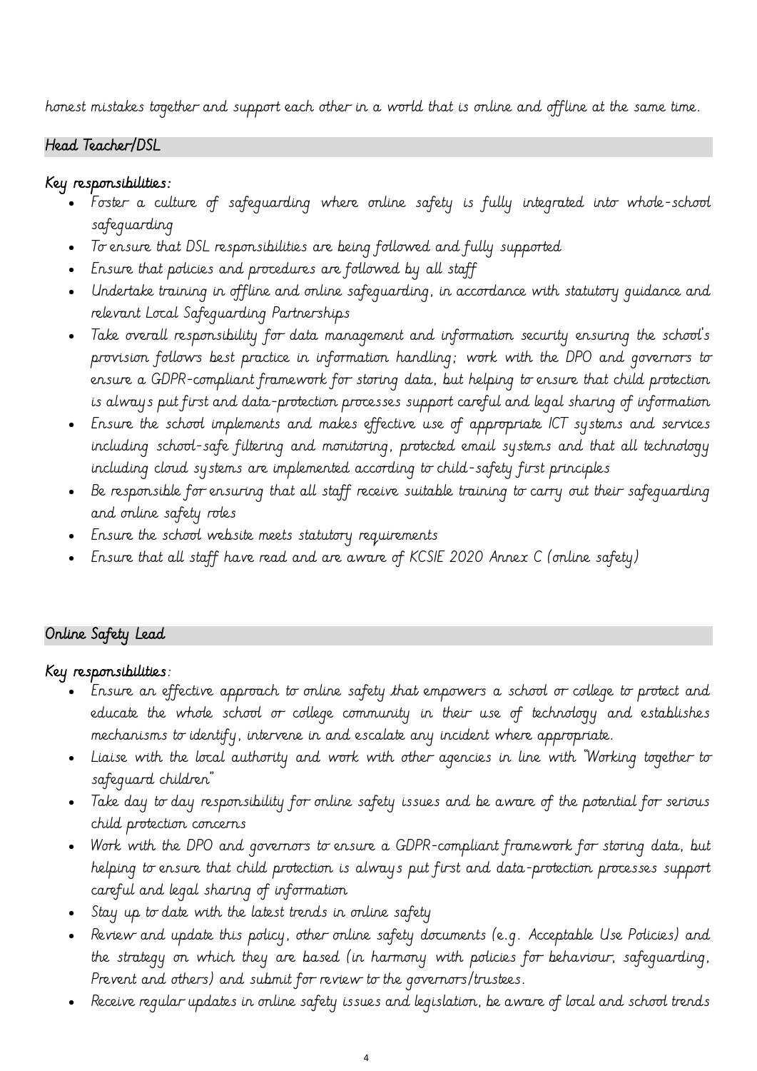honest mistakes together and support each other in a world that is online and offline at the same time.

## Head Teacher/DSL

**Key responsibilities:**

- Foster a culture of safeguarding where online safety is fully integrated into whole-school safeguarding
- To ensure that DSL responsibilities are being followed and fully supported
- Ensure that policies and procedures are followed by all staff
- Undertake training in offline and online safeguarding, in accordance with statutory guidance and relevant Local Safeguarding Partnerships
- Take overall responsibility for data management and information security ensuring the school's provision follows best practice in information handling; work with the DPO and governors to ensure a GDPR-compliant framework for storing data, but helping to ensure that child protection is always put first and data-protection processes support careful and legal sharing of information
- Ensure the school implements and makes effective use of appropriate ICT systems and services including school-safe filtering and monitoring, protected email systems and that all technology including cloud systems are implemented according to child-safety first principles
- Be responsible for ensuring that all staff receive suitable training to carry out their safeguarding and online safety roles
- Ensure the school website meets statutory requirements
- Ensure that all staff have read and are aware of KCSIE 2020 Annex C (online safety)

## Online Safety Lead

**Key responsibilities:**

- Ensure an effective approach to online safety that empowers a school or college to protect and educate the whole school or college community in their use of technology and establishes mechanisms to identify, intervene in and escalate any incident where appropriate.
- Liaise with the local authority and work with other agencies in line with "Working together to safeguard children"
- Take day to day responsibility for online safety issues and be aware of the potential for serious child protection concerns
- Work with the DPO and governors to ensure a GDPR-compliant framework for storing data, but helping to ensure that child protection is always put first and data-protection processes support careful and legal sharing of information
- Stay up to date with the latest trends in online safety
- Review and update this policy, other online safety documents (e.g. Acceptable Use Policies) and the strategy on which they are based (in harmony with policies for behaviour, safeguarding, Prevent and others) and submit for review to the governors/trustees.
- Receive regular updates in online safety issues and legislation, be aware of local and school trends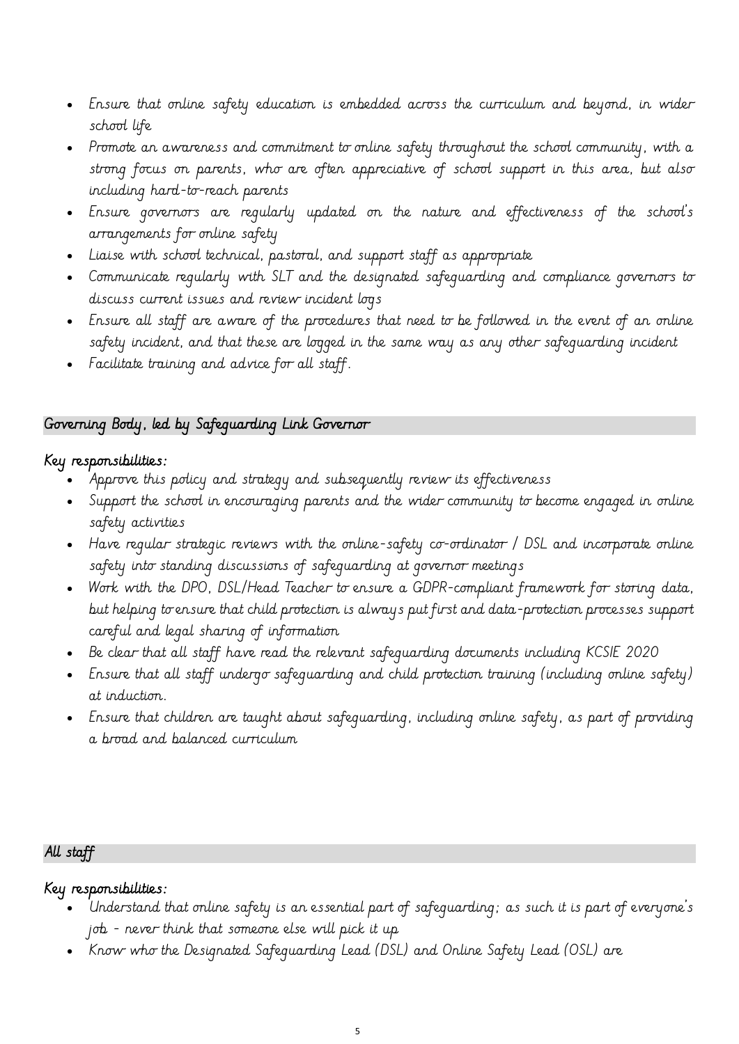- Ensure that online safety education is embedded across the curriculum and beyond, in wider school life
- Promote an awareness and commitment to online safety throughout the school community, with a strong focus on parents, who are often appreciative of school support in this area, but also including hard-to-reach parents
- Ensure governors are regularly updated on the nature and effectiveness of the school's arrangements for online safety
- Liaise with school technical, pastoral, and support staff as appropriate
- Communicate regularly with SLT and the designated safeguarding and compliance governors to discuss current issues and review incident logs
- Ensure all staff are aware of the procedures that need to be followed in the event of an online safety incident, and that these are logged in the same way as any other safeguarding incident
- Facilitate training and advice for all staff.

### Governing Body, led by Safeguarding Link Governor

**Key responsibilities:**

- Approve this policy and strategy and subsequently review its effectiveness
- Support the school in encouraging parents and the wider community to become engaged in online safety activities
- Have regular strategic reviews with the online-safety co-ordinator / DSL and incorporate online safety into standing discussions of safeguarding at governor meetings
- Work with the DPO, DSL/Head Teacher to ensure a GDPR-compliant framework for storing data, but helping to ensure that child protection is always put first and data-protection processes support careful and legal sharing of information
- Be clear that all staff have read the relevant safeguarding documents including KCSIE 2020
- Ensure that all staff undergo safeguarding and child protection training (including online safety) at induction.
- Ensure that children are taught about safeguarding, including online safety, as part of providing a broad and balanced curriculum

### All staff

**Key responsibilities:**

- Understand that online safety is an essential part of safeguarding; as such it is part of everyone's job - never think that someone else will pick it up
- Know who the Designated Safeguarding Lead (DSL) and Online Safety Lead (OSL) are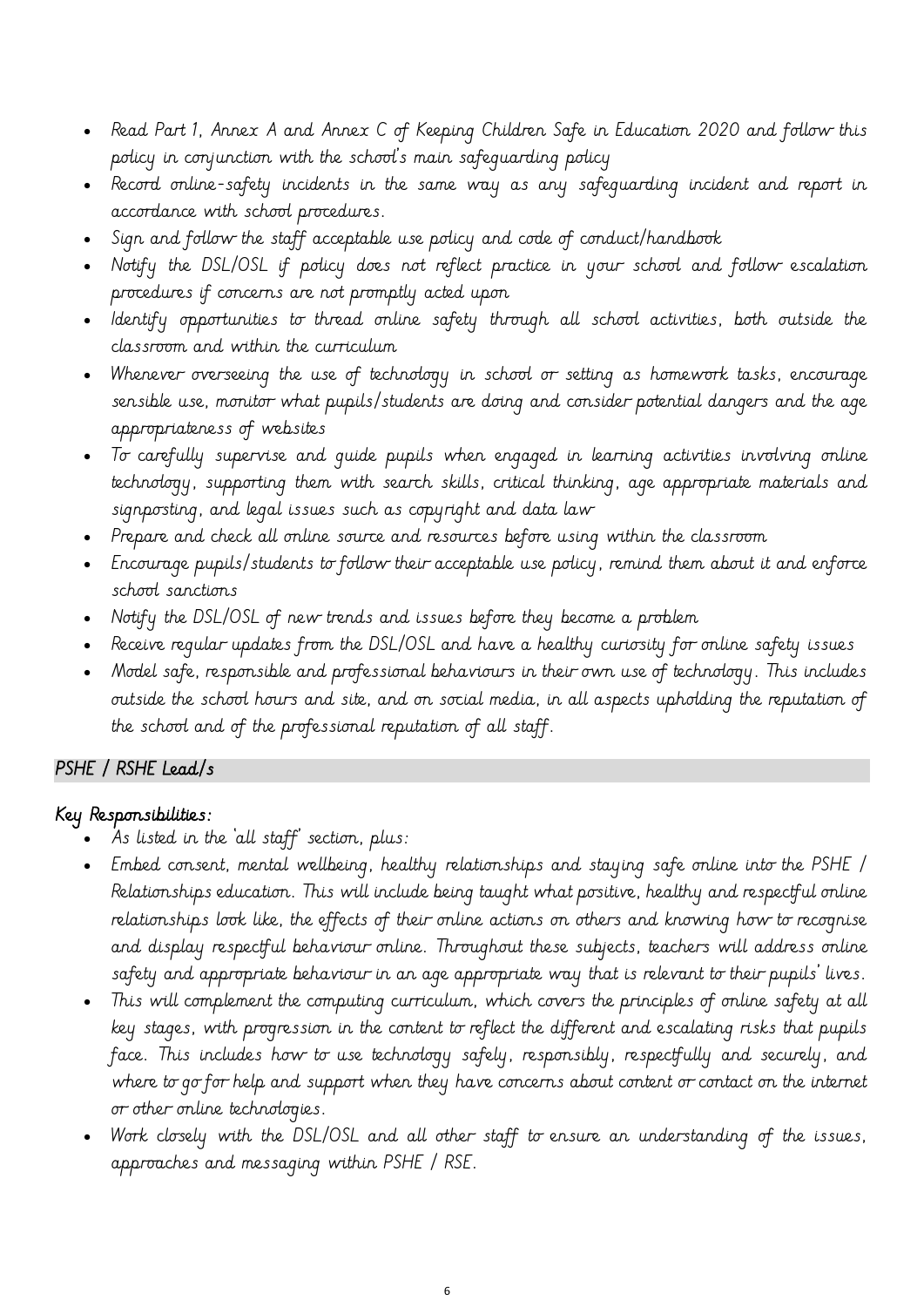- Read Part 1, Annex A and Annex C of Keeping Children Safe in Education 2020 and follow this policy in conjunction with the school's main safeguarding policy
- Record online-safety incidents in the same way as any safeguarding incident and report in accordance with school procedures.
- Sign and follow the staff acceptable use policy and code of conduct/handbook
- Notify the DSL/OSL if policy does not reflect practice in your school and follow escalation procedures if concerns are not promptly acted upon
- Identify opportunities to thread online safety through all school activities, both outside the classroom and within the curriculum
- Whenever overseeing the use of technology in school or setting as homework tasks, encourage sensible use, monitor what pupils/students are doing and consider potential dangers and the age appropriateness of websites
- To carefully supervise and guide pupils when engaged in learning activities involving online technology, supporting them with search skills, critical thinking, age appropriate materials and signposting, and legal issues such as copyright and data law
- Prepare and check all online source and resources before using within the classroom
- Encourage pupils/students to follow their acceptable use policy, remind them about it and enforce school sanctions
- Notify the DSL/OSL of new trends and issues before they become a problem
- Receive regular updates from the DSL/OSL and have a healthy curiosity for online safety issues
- Model safe, responsible and professional behaviours in their own use of technology. This includes outside the school hours and site, and on social media, in all aspects upholding the reputation of the school and of the professional reputation of all staff.

## PSHE / RSHE Lead/s

**Key Responsibilities:**

- As listed in the 'all staff' section, plus:
- Embed consent, mental wellbeing, healthy relationships and staying safe online into the PSHE / Relationships education. This will include being taught what positive, healthy and respectful online relationships look like, the effects of their online actions on others and knowing how to recognise and display respectful behaviour online. Throughout these subjects, teachers will address online safety and appropriate behaviour in an age appropriate way that is relevant to their pupils' lives.
- This will complement the computing curriculum, which covers the principles of online safety at all key stages, with progression in the content to reflect the different and escalating risks that pupils face. This includes how to use technology safely, responsibly, respectfully and securely, and where to go for help and support when they have concerns about content or contact on the internet or other online technologies.
- Work closely with the DSL/OSL and all other staff to ensure an understanding of the issues, approaches and messaging within PSHE / RSE.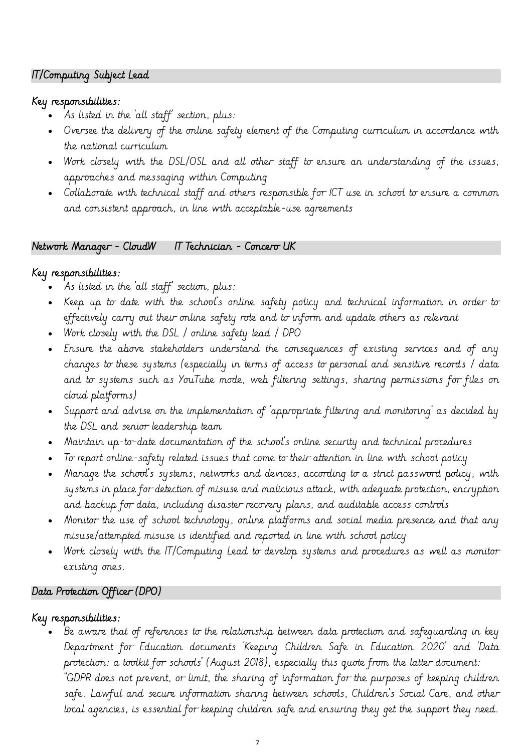## IT/Computing Subject Lead

### Key responsibilities:

- As listed in the 'all staff' section, plus:
- Oversee the delivery of the online safety element of the Computing curriculum in accordance with the national curriculum
- Work closely with the DSL/OSL and all other staff to ensure an understanding of the issues, approaches and messaging within Computing
- Collaborate with technical staff and others responsible for ICT use in school to ensure a common and consistent approach, in line with acceptable-use agreements

## Network Manager – CloudW IT Technician – Concero UK

### Key responsibilities:

- As listed in the 'all staff' section, plus:
- Keep up to date with the school's online safety policy and technical information in order to effectively carry out their online safety role and to inform and update others as relevant
- Work closely with the DSL / online safety lead / DPO
- Ensure the above stakeholders understand the consequences of existing services and of any changes to these systems (especially in terms of access to personal and sensitive records / data and to systems such as YouTube mode, web filtering settings, sharing permissions for files on cloud platforms)
- Support and advise on the implementation of 'appropriate filtering and monitoring' as decided by the DSL and senior leadership team
- Maintain up-to-date documentation of the school's online security and technical procedures
- To report online-safety related issues that come to their attention in line with school policy
- Manage the school's systems, networks and devices, according to a strict password policy, with systems in place for detection of misuse and malicious attack, with adequate protection, encryption and backup for data, including disaster recovery plans, and auditable access controls
- Monitor the use of school technology, online platforms and social media presence and that any misuse/attempted misuse is identified and reported in line with school policy
- Work closely with the IT/Computing Lead to develop systems and procedures as well as monitor existing ones.

## Data Protection Officer (DPO)

### Key responsibilities:

- Be aware that of references to the relationship between data protection and safeguarding in key Department for Education documents 'Keeping Children Safe in Education 2020' and 'Data protection: a toolkit for schools' (August 2018), especially this quote from the latter document: "GDPR does not prevent, or limit, the sharing of information for the purposes of keeping children safe. Lawful and secure information sharing between schools, Children's Social Care, and other local agencies, is essential for keeping children safe and ensuring they get the support they need.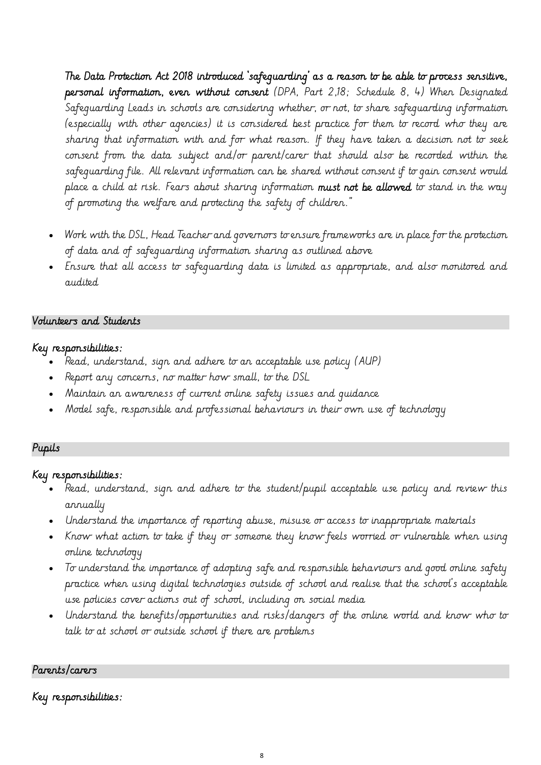**The Data Protection Act 2018 introduced 'safeguarding' as a reason to be able to process sensitive, personal information, even without consent** *(DPA, Part 2,18; Schedule 8, 4) When Designated Safeguarding Leads in schools are considering whether, or not, to share safeguarding information (especially with other agencies) it is considered best practice for them to record who they are sharing that information with and for what reason. If they have taken a decision not to seek consent from the data subject and/or parent/carer that should also be recorded within the safeguarding file. All relevant information can be shared without consent if to gain consent would place a child at risk. Fears about sharing information* **must not be allowed** *to stand in the way of promoting the welfare and protecting the safety of children."*

- *Work with the DSL, Head Teacher and governors to ensure frameworks are in place for the protection of data and of safeguarding information sharing as outlined above*
- *Ensure that all access to safeguarding data is limited as appropriate, and also monitored and audited*

## *Volunteers and Students*

**Key responsibilities:**

- *Read, understand, sign and adhere to an acceptable use policy (AUP)*
- *Report any concerns, no matter how small, to the DSL*
- *Maintain an awareness of current online safety issues and guidance*
- *Model safe, responsible and professional behaviours in their own use of technology*

## *Pupils*

**Key responsibilities:**

- *Read, understand, sign and adhere to the student/pupil acceptable use policy and review this annually*
- *Understand the importance of reporting abuse, misuse or access to inappropriate materials*
- *Know what action to take if they or someone they know feels worried or vulnerable when using online technology*
- *To understand the importance of adopting safe and responsible behaviours and good online safety practice when using digital technologies outside of school and realise that the school's acceptable use policies cover actions out of school, including on social media*
- *Understand the benefits/opportunities and risks/dangers of the online world and know who to talk to at school or outside school if there are problems*

## *Parents/carers*

**Key responsibilities:**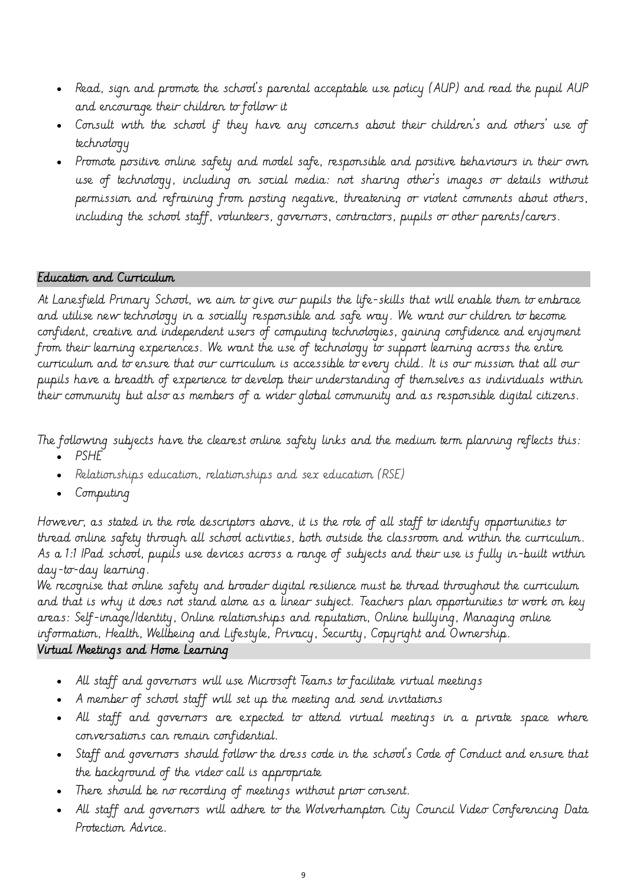- Read, sign and promote the school's parental acceptable use policy (AUP) and read the pupil AUP and encourage their children to follow it
- Consult with the school if they have any concerns about their children's and others' use of technology
- Promote positive online safety and model safe, responsible and positive behaviours in their own use of technology, including on social media: not sharing other's images or details without permission and refraining from posting negative, threatening or violent comments about others, including the school staff, volunteers, governors, contractors, pupils or other parents/carers.

## Education and Curriculum

At Lanesfield Primary School, we aim to give our pupils the life-skills that will enable them to embrace and utilise new technology in a socially responsible and safe way. We want our children to become confident, creative and independent users of computing technologies, gaining confidence and enjoyment from their learning experiences. We want the use of technology to support learning across the entire curriculum and to ensure that our curriculum is accessible to every child. It is our mission that all our pupils have a breadth of experience to develop their understanding of themselves as individuals within their community but also as members of a wider global community and as responsible digital citizens.

The following subjects have the clearest online safety links and the medium term planning reflects this:

- PSHE
- Relationships education, relationships and sex education (RSE)
- Computing

However, as stated in the role descriptors above, it is the role of all staff to identify opportunities to thread online safety through all school activities, both outside the classroom and within the curriculum. As a 1:1 IPad school, pupils use devices across a range of subjects and their use is fully in-built within day-to-day learning.

We recognise that online safety and broader digital resilience must be thread throughout the curriculum and that is why it does not stand alone as a linear subject. Teachers plan opportunities to work on key areas: Self-image/Identity, Online relationships and reputation, Online bullying, Managing online information, Health, Wellbeing and Lifestyle, Privacy, Security, Copyright and Ownership.

## Virtual Meetings and Home Learning

- All staff and governors will use Microsoft Teams to facilitate virtual meetings
- A member of school staff will set up the meeting and send invitations
- All staff and governors are expected to attend virtual meetings in a private space where conversations can remain confidential.
- Staff and governors should follow the dress code in the school's Code of Conduct and ensure that the background of the video call is appropriate
- There should be no recording of meetings without prior consent.
- All staff and governors will adhere to the Wolverhampton City Council Video Conferencing Data Protection Advice.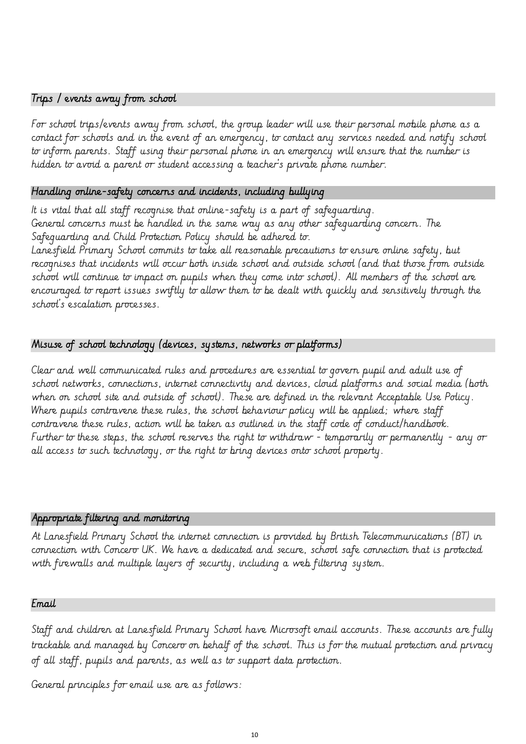## Trips / events away from school

For school trips/events away from school, the group leader will use their personal mobile phone as a contact for schools and in the event of an emergency, to contact any services needed and notify school to inform parents. Staff using their personal phone in an emergency will ensure that the number is hidden to avoid a parent or student accessing a teacher's private phone number.

## Handling online-safety concerns and incidents, including bullying

It is vital that all staff recognise that online-safety is a part of safeguarding.
General concerns must be handled in the same way as any other safeguarding concern. The Safeguarding and Child Protection Policy should be adhered to.
Lanesfield Primary School commits to take all reasonable precautions to ensure online safety, but recognises that incidents will occur both inside school and outside school (and that those from outside school will continue to impact on pupils when they come into school). All members of the school are encouraged to report issues swiftly to allow them to be dealt with quickly and sensitively through the school's escalation processes.

## Misuse of school technology (devices, systems, networks or platforms)

Clear and well communicated rules and procedures are essential to govern pupil and adult use of school networks, connections, internet connectivity and devices, cloud platforms and social media (both when on school site and outside of school). These are defined in the relevant Acceptable Use Policy.
Where pupils contravene these rules, the school behaviour policy will be applied; where staff contravene these rules, action will be taken as outlined in the staff code of conduct/handbook.
Further to these steps, the school reserves the right to withdraw - temporarily or permanently - any or all access to such technology, or the right to bring devices onto school property.

## Appropriate filtering and monitoring

At Lanesfield Primary School the internet connection is provided by British Telecommunications (BT) in connection with Concero UK. We have a dedicated and secure, school safe connection that is protected with firewalls and multiple layers of security, including a web filtering system.

## Email

Staff and children at Lanesfield Primary School have Microsoft email accounts. These accounts are fully trackable and managed by Concero on behalf of the school. This is for the mutual protection and privacy of all staff, pupils and parents, as well as to support data protection.

General principles for email use are as follows: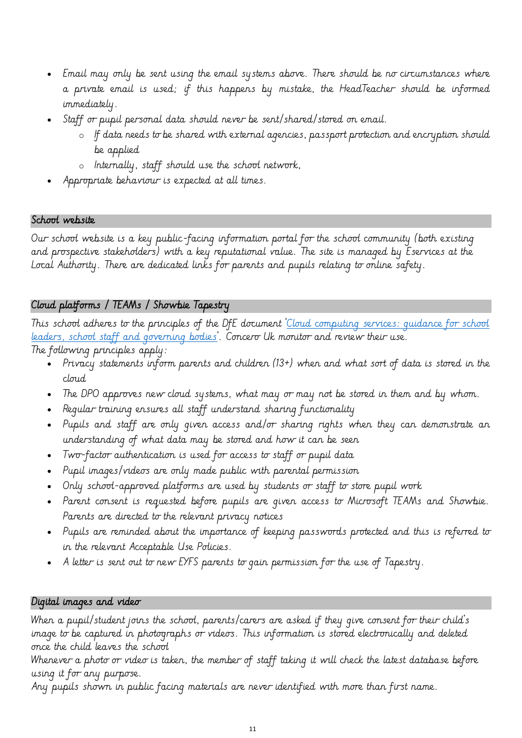- Email may only be sent using the email systems above. There should be no circumstances where a private email is used; if this happens by mistake, the HeadTeacher should be informed immediately.
- Staff or pupil personal data should never be sent/shared/stored on email.
  - If data needs to be shared with external agencies, passport protection and encryption should be applied
  - Internally, staff should use the school network,
- Appropriate behaviour is expected at all times.

## School website

Our school website is a key public-facing information portal for the school community (both existing and prospective stakeholders) with a key reputational value. The site is managed by Eservices at the Local Authority. There are dedicated links for parents and pupils relating to online safety.

## Cloud platforms / TEAMs / Showbie Tapestry

This school adheres to the principles of the DfE document '[Cloud computing services: guidance for school leaders, school staff and governing bodies]'. Concero Uk monitor and review their use.
The following principles apply:

- Privacy statements inform parents and children (13+) when and what sort of data is stored in the cloud
- The DPO approves new cloud systems, what may or may not be stored in them and by whom.
- Regular training ensures all staff understand sharing functionality
- Pupils and staff are only given access and/or sharing rights when they can demonstrate an understanding of what data may be stored and how it can be seen
- Two-factor authentication is used for access to staff or pupil data
- Pupil images/videos are only made public with parental permission
- Only school-approved platforms are used by students or staff to store pupil work
- Parent consent is requested before pupils are given access to Microsoft TEAMs and Showbie. Parents are directed to the relevant privacy notices
- Pupils are reminded about the importance of keeping passwords protected and this is referred to in the relevant Acceptable Use Policies.
- A letter is sent out to new EYFS parents to gain permission for the use of Tapestry.

## Digital images and video

When a pupil/student joins the school, parents/carers are asked if they give consent for their child's image to be captured in photographs or videos. This information is stored electronically and deleted once the child leaves the school
Whenever a photo or video is taken, the member of staff taking it will check the latest database before using it for any purpose.
Any pupils shown in public facing materials are never identified with more than first name.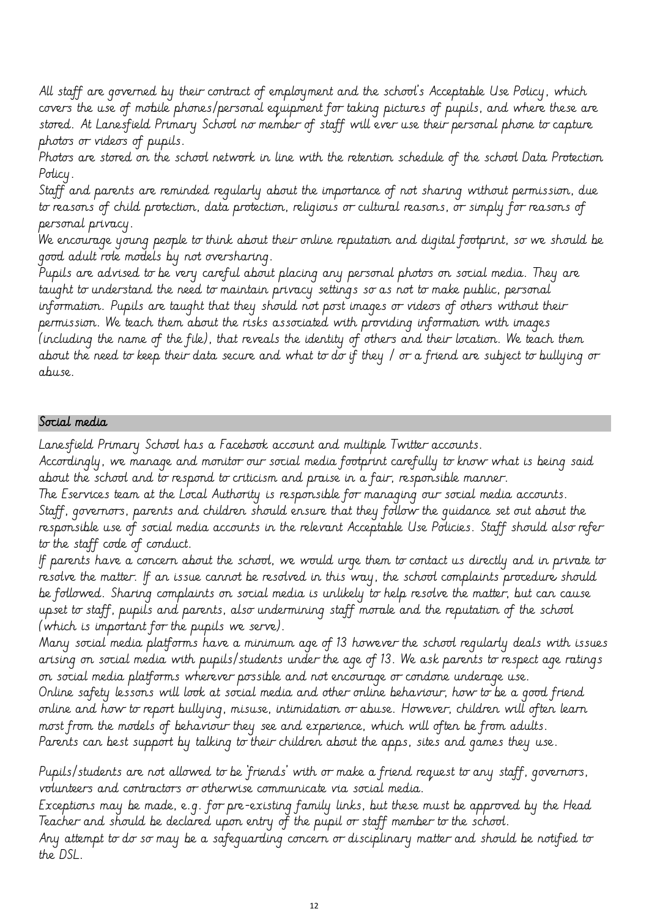All staff are governed by their contract of employment and the school's Acceptable Use Policy, which covers the use of mobile phones/personal equipment for taking pictures of pupils, and where these are stored. At Lanesfield Primary School no member of staff will ever use their personal phone to capture photos or videos of pupils.

Photos are stored on the school network in line with the retention schedule of the school Data Protection Policy.

Staff and parents are reminded regularly about the importance of not sharing without permission, due to reasons of child protection, data protection, religious or cultural reasons, or simply for reasons of personal privacy.

We encourage young people to think about their online reputation and digital footprint, so we should be good adult role models by not oversharing.

Pupils are advised to be very careful about placing any personal photos on social media. They are taught to understand the need to maintain privacy settings so as not to make public, personal information. Pupils are taught that they should not post images or videos of others without their permission. We teach them about the risks associated with providing information with images (including the name of the file), that reveals the identity of others and their location. We teach them about the need to keep their data secure and what to do if they / or a friend are subject to bullying or abuse.

## Social media

Lanesfield Primary School has a Facebook account and multiple Twitter accounts.

Accordingly, we manage and monitor our social media footprint carefully to know what is being said about the school and to respond to criticism and praise in a fair, responsible manner.

The Eservices team at the Local Authority is responsible for managing our social media accounts.

Staff, governors, parents and children should ensure that they follow the guidance set out about the responsible use of social media accounts in the relevant Acceptable Use Policies. Staff should also refer to the staff code of conduct.

If parents have a concern about the school, we would urge them to contact us directly and in private to resolve the matter. If an issue cannot be resolved in this way, the school complaints procedure should be followed. Sharing complaints on social media is unlikely to help resolve the matter, but can cause upset to staff, pupils and parents, also undermining staff morale and the reputation of the school (which is important for the pupils we serve).

Many social media platforms have a minimum age of 13 however the school regularly deals with issues arising on social media with pupils/students under the age of 13. We ask parents to respect age ratings on social media platforms wherever possible and not encourage or condone underage use.

Online safety lessons will look at social media and other online behaviour, how to be a good friend online and how to report bullying, misuse, intimidation or abuse. However, children will often learn most from the models of behaviour they see and experience, which will often be from adults.

Parents can best support by talking to their children about the apps, sites and games they use.

Pupils/students are not allowed to be 'friends' with or make a friend request to any staff, governors, volunteers and contractors or otherwise communicate via social media.

Exceptions may be made, e.g. for pre-existing family links, but these must be approved by the Head Teacher and should be declared upon entry of the pupil or staff member to the school.

Any attempt to do so may be a safeguarding concern or disciplinary matter and should be notified to the DSL.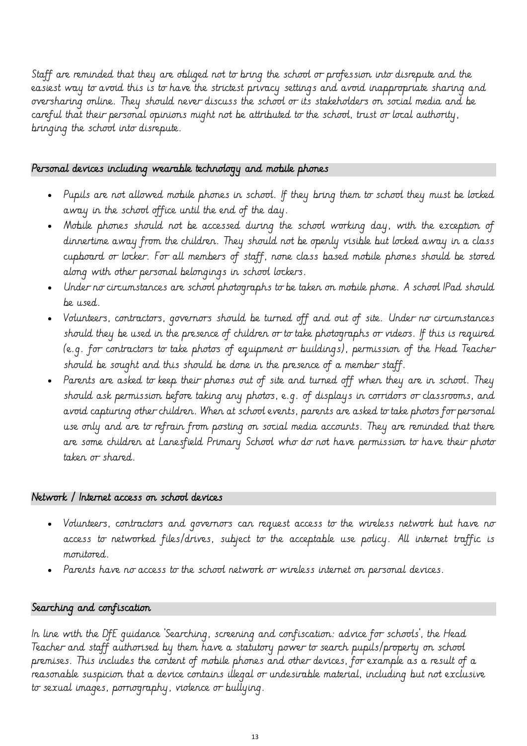Staff are reminded that they are obliged not to bring the school or profession into disrepute and the easiest way to avoid this is to have the strictest privacy settings and avoid inappropriate sharing and oversharing online. They should never discuss the school or its stakeholders on social media and be careful that their personal opinions might not be attributed to the school, trust or local authority, bringing the school into disrepute.

## Personal devices including wearable technology and mobile phones

- Pupils are not allowed mobile phones in school. If they bring them to school they must be locked away in the school office until the end of the day.
- Mobile phones should not be accessed during the school working day, with the exception of dinnertime away from the children. They should not be openly visible but locked away in a class cupboard or locker. For all members of staff, none class based mobile phones should be stored along with other personal belongings in school lockers.
- Under no circumstances are school photographs to be taken on mobile phone. A school IPad should be used.
- Volunteers, contractors, governors should be turned off and out of site. Under no circumstances should they be used in the presence of children or to take photographs or videos. If this is required (e.g. for contractors to take photos of equipment or buildings), permission of the Head Teacher should be sought and this should be done in the presence of a member staff.
- Parents are asked to keep their phones out of site and turned off when they are in school. They should ask permission before taking any photos, e.g. of displays in corridors or classrooms, and avoid capturing other children. When at school events, parents are asked to take photos for personal use only and are to refrain from posting on social media accounts. They are reminded that there are some children at Lanesfield Primary School who do not have permission to have their photo taken or shared.

## Network / Internet access on school devices

- Volunteers, contractors and governors can request access to the wireless network but have no access to networked files/drives, subject to the acceptable use policy. All internet traffic is monitored.
- Parents have no access to the school network or wireless internet on personal devices.

## Searching and confiscation

In line with the DfE guidance 'Searching, screening and confiscation: advice for schools', the Head Teacher and staff authorised by them have a statutory power to search pupils/property on school premises. This includes the content of mobile phones and other devices, for example as a result of a reasonable suspicion that a device contains illegal or undesirable material, including but not exclusive to sexual images, pornography, violence or bullying.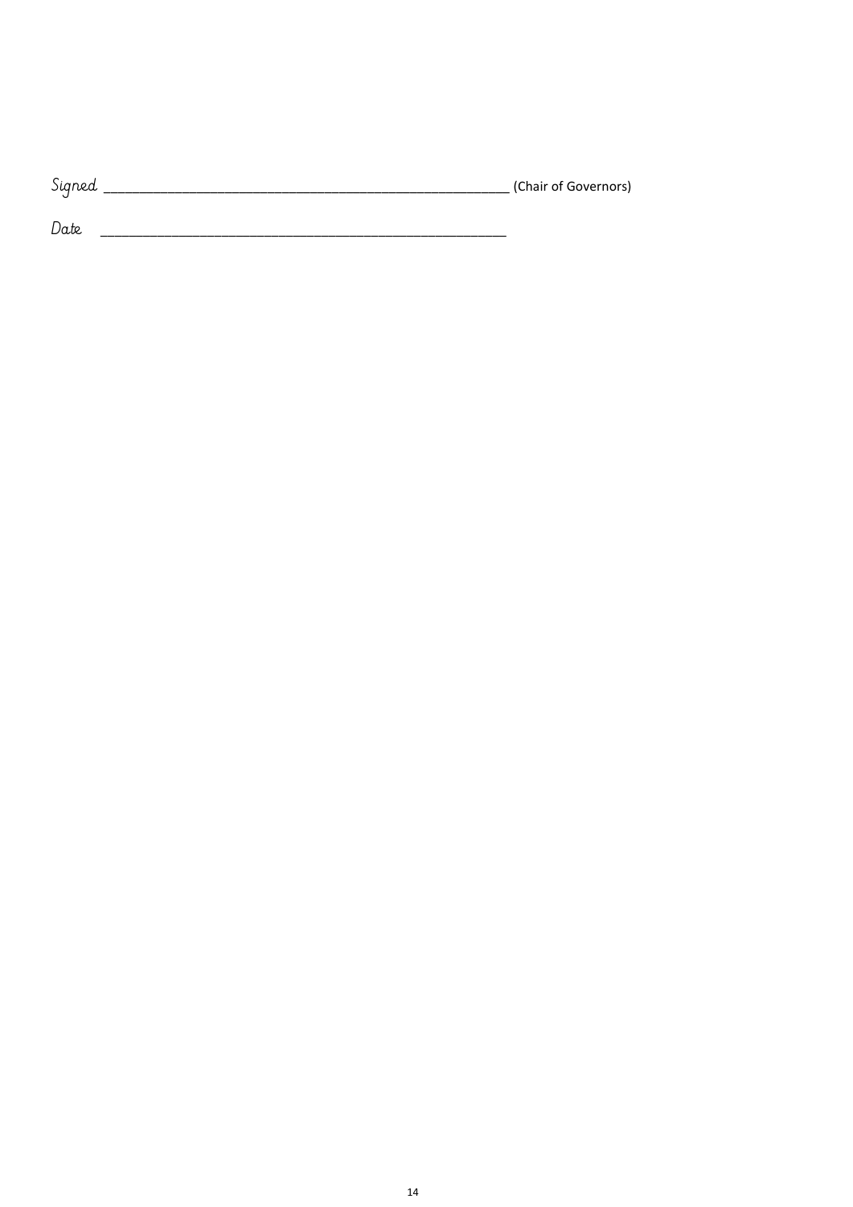Signed ______________________________________________________ (Chair of Governors)

Date ______________________________________________________